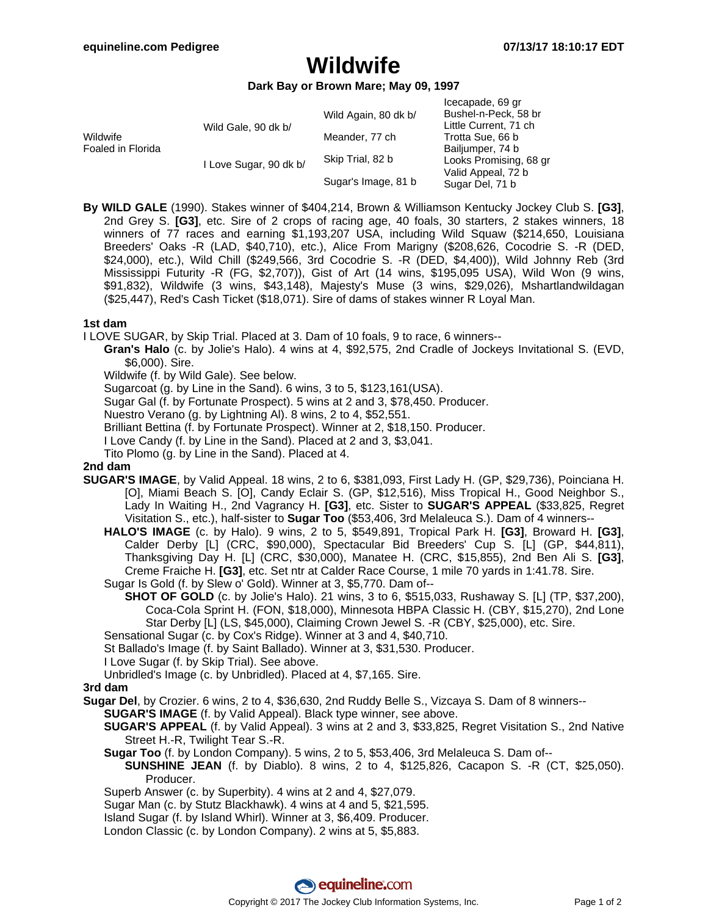# Wildwife

**Dark Bay or Brown Mare; May 09, 1997**

| | | | |
|---|---|---|---|
| Wildwife Foaled in Florida | Wild Gale, 90 dk b/ | Wild Again, 80 dk b/ | Icecapade, 69 gr |
| | | | Bushel-n-Peck, 58 br |
| | | Meander, 77 ch | Little Current, 71 ch |
| | | | Trotta Sue, 66 b |
| | I Love Sugar, 90 dk b/ | Skip Trial, 82 b | Bailjumper, 74 b |
| | | | Looks Promising, 68 gr |
| | | Sugar's Image, 81 b | Valid Appeal, 72 b |
| | | | Sugar Del, 71 b |

**By WILD GALE** (1990). Stakes winner of $404,214, Brown & Williamson Kentucky Jockey Club S. **[G3]**, 2nd Grey S. **[G3]**, etc. Sire of 2 crops of racing age, 40 foals, 30 starters, 2 stakes winners, 18 winners of 77 races and earning $1,193,207 USA, including Wild Squaw ($214,650, Louisiana Breeders' Oaks -R (LAD, $40,710), etc.), Alice From Marigny ($208,626, Cocodrie S. -R (DED, $24,000), etc.), Wild Chill ($249,566, 3rd Cocodrie S. -R (DED, $4,400)), Wild Johnny Reb (3rd Mississippi Futurity -R (FG, $2,707)), Gist of Art (14 wins, $195,095 USA), Wild Won (9 wins, $91,832), Wildwife (3 wins, $43,148), Majesty's Muse (3 wins, $29,026), Mshartlandwildagan ($25,447), Red's Cash Ticket ($18,071). Sire of dams of stakes winner R Loyal Man.

### 1st dam

I LOVE SUGAR, by Skip Trial. Placed at 3. Dam of 10 foals, 9 to race, 6 winners--

- **Gran's Halo** (c. by Jolie's Halo). 4 wins at 4, $92,575, 2nd Cradle of Jockeys Invitational S. (EVD, $6,000). Sire.
- Wildwife (f. by Wild Gale). See below.
- Sugarcoat (g. by Line in the Sand). 6 wins, 3 to 5, $123,161(USA).
- Sugar Gal (f. by Fortunate Prospect). 5 wins at 2 and 3, $78,450. Producer.
- Nuestro Verano (g. by Lightning Al). 8 wins, 2 to 4, $52,551.
- Brilliant Bettina (f. by Fortunate Prospect). Winner at 2, $18,150. Producer.
- I Love Candy (f. by Line in the Sand). Placed at 2 and 3, $3,041.
- Tito Plomo (g. by Line in the Sand). Placed at 4.

### 2nd dam

**SUGAR'S IMAGE**, by Valid Appeal. 18 wins, 2 to 6, $381,093, First Lady H. (GP, $29,736), Poinciana H. [O], Miami Beach S. [O], Candy Eclair S. (GP, $12,516), Miss Tropical H., Good Neighbor S., Lady In Waiting H., 2nd Vagrancy H. **[G3]**, etc. Sister to **SUGAR'S APPEAL** ($33,825, Regret Visitation S., etc.), half-sister to **Sugar Too** ($53,406, 3rd Melaleuca S.). Dam of 4 winners--

- **HALO'S IMAGE** (c. by Halo). 9 wins, 2 to 5, $549,891, Tropical Park H. **[G3]**, Broward H. **[G3]**, Calder Derby [L] (CRC, $90,000), Spectacular Bid Breeders' Cup S. [L] (GP, $44,811), Thanksgiving Day H. [L] (CRC, $30,000), Manatee H. (CRC, $15,855), 2nd Ben Ali S. **[G3]**, Creme Fraiche H. **[G3]**, etc. Set ntr at Calder Race Course, 1 mile 70 yards in 1:41.78. Sire.
- Sugar Is Gold (f. by Slew o' Gold). Winner at 3, $5,770. Dam of--
  - **SHOT OF GOLD** (c. by Jolie's Halo). 21 wins, 3 to 6, $515,033, Rushaway S. [L] (TP, $37,200), Coca-Cola Sprint H. (FON, $18,000), Minnesota HBPA Classic H. (CBY, $15,270), 2nd Lone Star Derby [L] (LS, $45,000), Claiming Crown Jewel S. -R (CBY, $25,000), etc. Sire.
- Sensational Sugar (c. by Cox's Ridge). Winner at 3 and 4, $40,710.
- St Ballado's Image (f. by Saint Ballado). Winner at 3, $31,530. Producer.
- I Love Sugar (f. by Skip Trial). See above.
- Unbridled's Image (c. by Unbridled). Placed at 4, $7,165. Sire.

### 3rd dam

**Sugar Del**, by Crozier. 6 wins, 2 to 4, $36,630, 2nd Ruddy Belle S., Vizcaya S. Dam of 8 winners--

- **SUGAR'S IMAGE** (f. by Valid Appeal). Black type winner, see above.
- **SUGAR'S APPEAL** (f. by Valid Appeal). 3 wins at 2 and 3, $33,825, Regret Visitation S., 2nd Native Street H.-R, Twilight Tear S.-R.
- **Sugar Too** (f. by London Company). 5 wins, 2 to 5, $53,406, 3rd Melaleuca S. Dam of--
  - **SUNSHINE JEAN** (f. by Diablo). 8 wins, 2 to 4, $125,826, Cacapon S. -R (CT, $25,050). Producer.
- Superb Answer (c. by Superbity). 4 wins at 2 and 4, $27,079.
- Sugar Man (c. by Stutz Blackhawk). 4 wins at 4 and 5, $21,595.
- Island Sugar (f. by Island Whirl). Winner at 3, $6,409. Producer.
- London Classic (c. by London Company). 2 wins at 5, $5,883.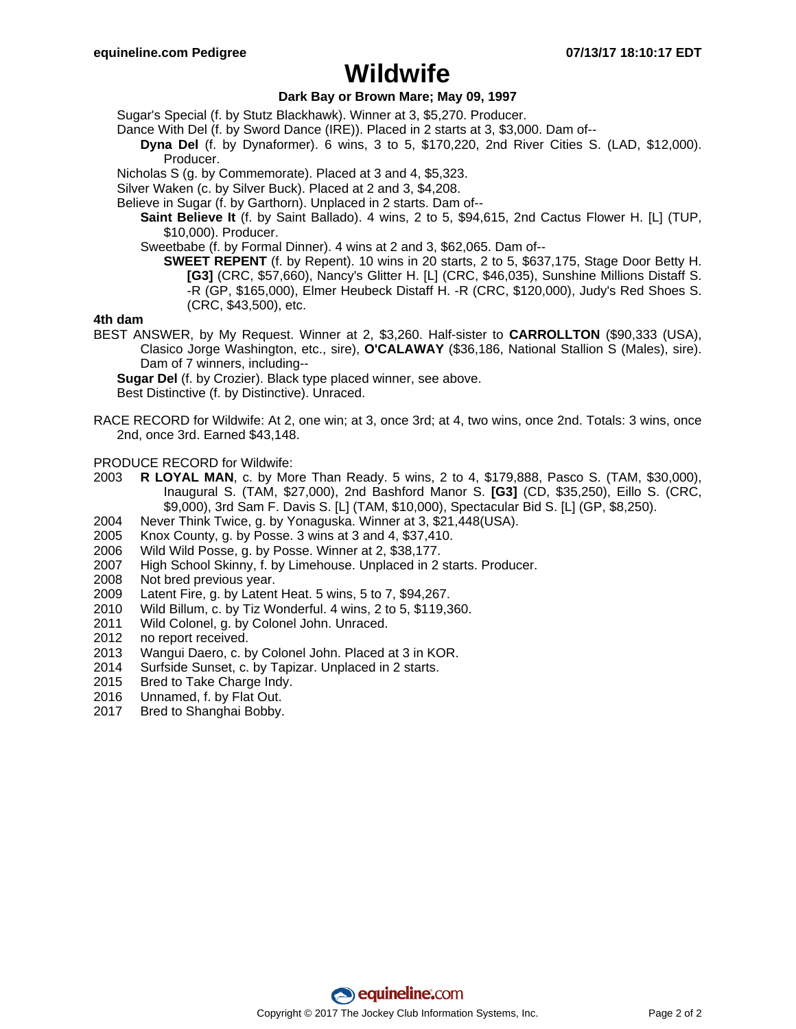# Wildwife

**Dark Bay or Brown Mare; May 09, 1997**

Sugar's Special (f. by Stutz Blackhawk). Winner at 3, $5,270. Producer.

Dance With Del (f. by Sword Dance (IRE)). Placed in 2 starts at 3, $3,000. Dam of--

**Dyna Del** (f. by Dynaformer). 6 wins, 3 to 5, $170,220, 2nd River Cities S. (LAD, $12,000). Producer.

Nicholas S (g. by Commemorate). Placed at 3 and 4, $5,323.

Silver Waken (c. by Silver Buck). Placed at 2 and 3, $4,208.

Believe in Sugar (f. by Garthorn). Unplaced in 2 starts. Dam of--

**Saint Believe It** (f. by Saint Ballado). 4 wins, 2 to 5, $94,615, 2nd Cactus Flower H. [L] (TUP, $10,000). Producer.

Sweetbabe (f. by Formal Dinner). 4 wins at 2 and 3, $62,065. Dam of--

**SWEET REPENT** (f. by Repent). 10 wins in 20 starts, 2 to 5, $637,175, Stage Door Betty H. **[G3]** (CRC, $57,660), Nancy's Glitter H. [L] (CRC, $46,035), Sunshine Millions Distaff S. -R (GP, $165,000), Elmer Heubeck Distaff H. -R (CRC, $120,000), Judy's Red Shoes S. (CRC, $43,500), etc.

**4th dam**

BEST ANSWER, by My Request. Winner at 2, $3,260. Half-sister to **CARROLLTON** ($90,333 (USA), Clasico Jorge Washington, etc., sire), **O'CALAWAY** ($36,186, National Stallion S (Males), sire). Dam of 7 winners, including--

**Sugar Del** (f. by Crozier). Black type placed winner, see above.

Best Distinctive (f. by Distinctive). Unraced.

RACE RECORD for Wildwife: At 2, one win; at 3, once 3rd; at 4, two wins, once 2nd. Totals: 3 wins, once 2nd, once 3rd. Earned $43,148.

PRODUCE RECORD for Wildwife:

2003 **R LOYAL MAN**, c. by More Than Ready. 5 wins, 2 to 4, $179,888, Pasco S. (TAM, $30,000), Inaugural S. (TAM, $27,000), 2nd Bashford Manor S. **[G3]** (CD, $35,250), Eillo S. (CRC, $9,000), 3rd Sam F. Davis S. [L] (TAM, $10,000), Spectacular Bid S. [L] (GP, $8,250).

2004 Never Think Twice, g. by Yonaguska. Winner at 3, $21,448(USA).

2005 Knox County, g. by Posse. 3 wins at 3 and 4, $37,410.

2006 Wild Wild Posse, g. by Posse. Winner at 2, $38,177.

2007 High School Skinny, f. by Limehouse. Unplaced in 2 starts. Producer.

2008 Not bred previous year.

2009 Latent Fire, g. by Latent Heat. 5 wins, 5 to 7, $94,267.

2010 Wild Billum, c. by Tiz Wonderful. 4 wins, 2 to 5, $119,360.

2011 Wild Colonel, g. by Colonel John. Unraced.

2012 no report received.

2013 Wangui Daero, c. by Colonel John. Placed at 3 in KOR.

2014 Surfside Sunset, c. by Tapizar. Unplaced in 2 starts.

2015 Bred to Take Charge Indy.

2016 Unnamed, f. by Flat Out.

2017 Bred to Shanghai Bobby.